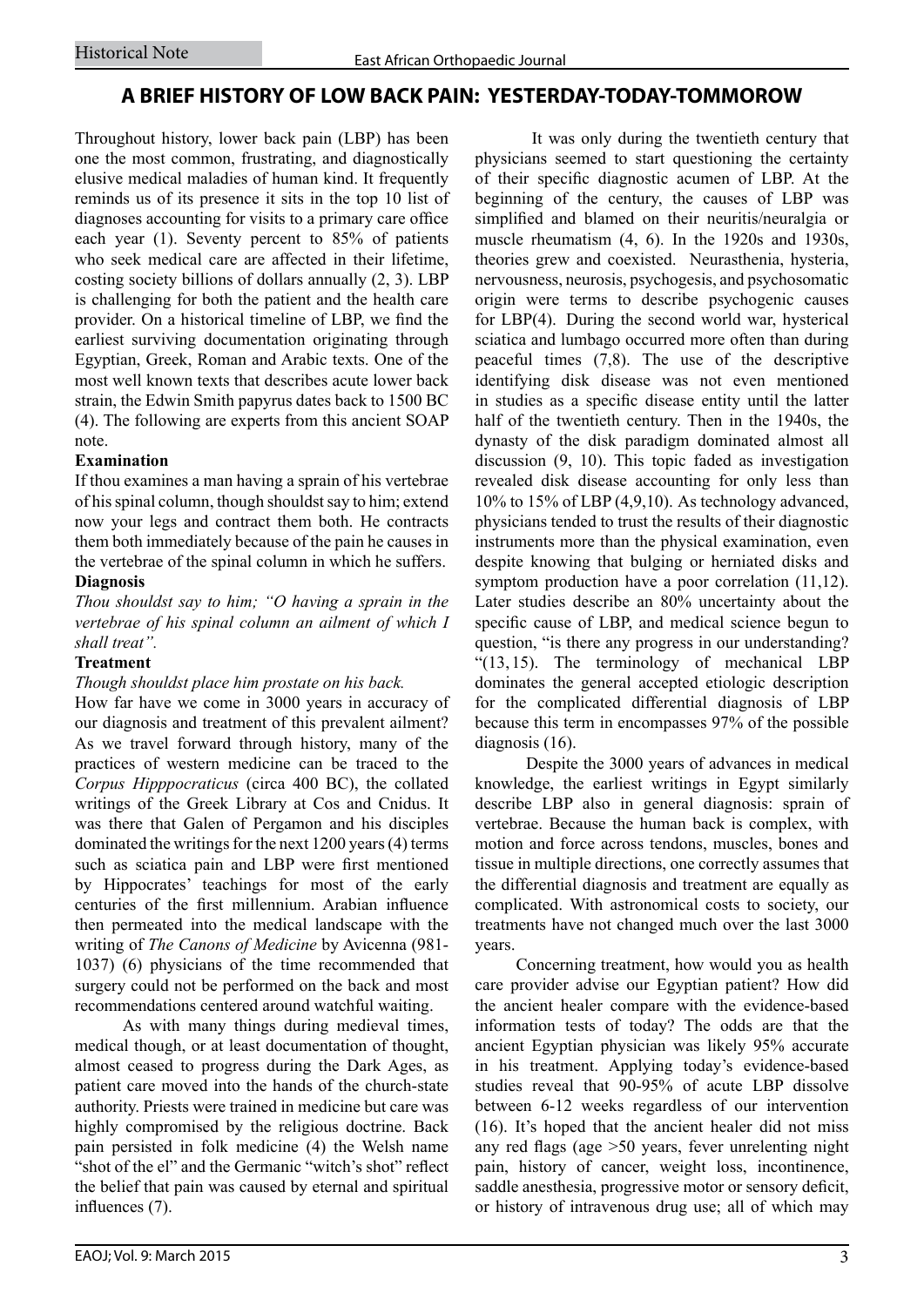# A BRIEF HISTORY OF LOW BACK PAIN: YESTERDAY-TODAY-TOMMOROW

Throughout history, lower back pain (LBP) has been one the most common, frustrating, and diagnostically elusive medical maladies of human kind. It frequently reminds us of its presence it sits in the top 10 list of diagnoses accounting for visits to a primary care office each year (1). Seventy percent to 85% of patients who seek medical care are affected in their lifetime, costing society billions of dollars annually (2, 3). LBP is challenging for both the patient and the health care provider. On a historical timeline of LBP, we find the earliest surviving documentation originating through Egyptian, Greek, Roman and Arabic texts. One of the most well known texts that describes acute lower back strain, the Edwin Smith papyrus dates back to 1500 BC (4). The following are experts from this ancient SOAP note.

**Examination**

If thou examines a man having a sprain of his vertebrae of his spinal column, though shouldst say to him; extend now your legs and contract them both. He contracts them both immediately because of the pain he causes in the vertebrae of the spinal column in which he suffers.

**Diagnosis**

*Thou shouldst say to him; "O having a sprain in the vertebrae of his spinal column an ailment of which I shall treat".*

**Treatment**

*Though shouldst place him prostate on his back.*

How far have we come in 3000 years in accuracy of our diagnosis and treatment of this prevalent ailment? As we travel forward through history, many of the practices of western medicine can be traced to the *Corpus Hipppocraticus* (circa 400 BC), the collated writings of the Greek Library at Cos and Cnidus. It was there that Galen of Pergamon and his disciples dominated the writings for the next 1200 years (4) terms such as sciatica pain and LBP were first mentioned by Hippocrates' teachings for most of the early centuries of the first millennium. Arabian influence then permeated into the medical landscape with the writing of *The Canons of Medicine* by Avicenna (981-1037) (6) physicians of the time recommended that surgery could not be performed on the back and most recommendations centered around watchful waiting.

As with many things during medieval times, medical though, or at least documentation of thought, almost ceased to progress during the Dark Ages, as patient care moved into the hands of the church-state authority. Priests were trained in medicine but care was highly compromised by the religious doctrine. Back pain persisted in folk medicine (4) the Welsh name "shot of the el" and the Germanic "witch's shot" reflect the belief that pain was caused by eternal and spiritual influences (7).

It was only during the twentieth century that physicians seemed to start questioning the certainty of their specific diagnostic acumen of LBP. At the beginning of the century, the causes of LBP was simplified and blamed on their neuritis/neuralgia or muscle rheumatism (4, 6). In the 1920s and 1930s, theories grew and coexisted. Neurasthenia, hysteria, nervousness, neurosis, psychogesis, and psychosomatic origin were terms to describe psychogenic causes for LBP(4). During the second world war, hysterical sciatica and lumbago occurred more often than during peaceful times (7,8). The use of the descriptive identifying disk disease was not even mentioned in studies as a specific disease entity until the latter half of the twentieth century. Then in the 1940s, the dynasty of the disk paradigm dominated almost all discussion (9, 10). This topic faded as investigation revealed disk disease accounting for only less than 10% to 15% of LBP (4,9,10). As technology advanced, physicians tended to trust the results of their diagnostic instruments more than the physical examination, even despite knowing that bulging or herniated disks and symptom production have a poor correlation (11,12). Later studies describe an 80% uncertainty about the specific cause of LBP, and medical science begun to question, "is there any progress in our understanding? "(13, 15). The terminology of mechanical LBP dominates the general accepted etiologic description for the complicated differential diagnosis of LBP because this term in encompasses 97% of the possible diagnosis (16).

Despite the 3000 years of advances in medical knowledge, the earliest writings in Egypt similarly describe LBP also in general diagnosis: sprain of vertebrae. Because the human back is complex, with motion and force across tendons, muscles, bones and tissue in multiple directions, one correctly assumes that the differential diagnosis and treatment are equally as complicated. With astronomical costs to society, our treatments have not changed much over the last 3000 years.

Concerning treatment, how would you as health care provider advise our Egyptian patient? How did the ancient healer compare with the evidence-based information tests of today? The odds are that the ancient Egyptian physician was likely 95% accurate in his treatment. Applying today's evidence-based studies reveal that 90-95% of acute LBP dissolve between 6-12 weeks regardless of our intervention (16). It's hoped that the ancient healer did not miss any red flags (age >50 years, fever unrelenting night pain, history of cancer, weight loss, incontinence, saddle anesthesia, progressive motor or sensory deficit, or history of intravenous drug use; all of which may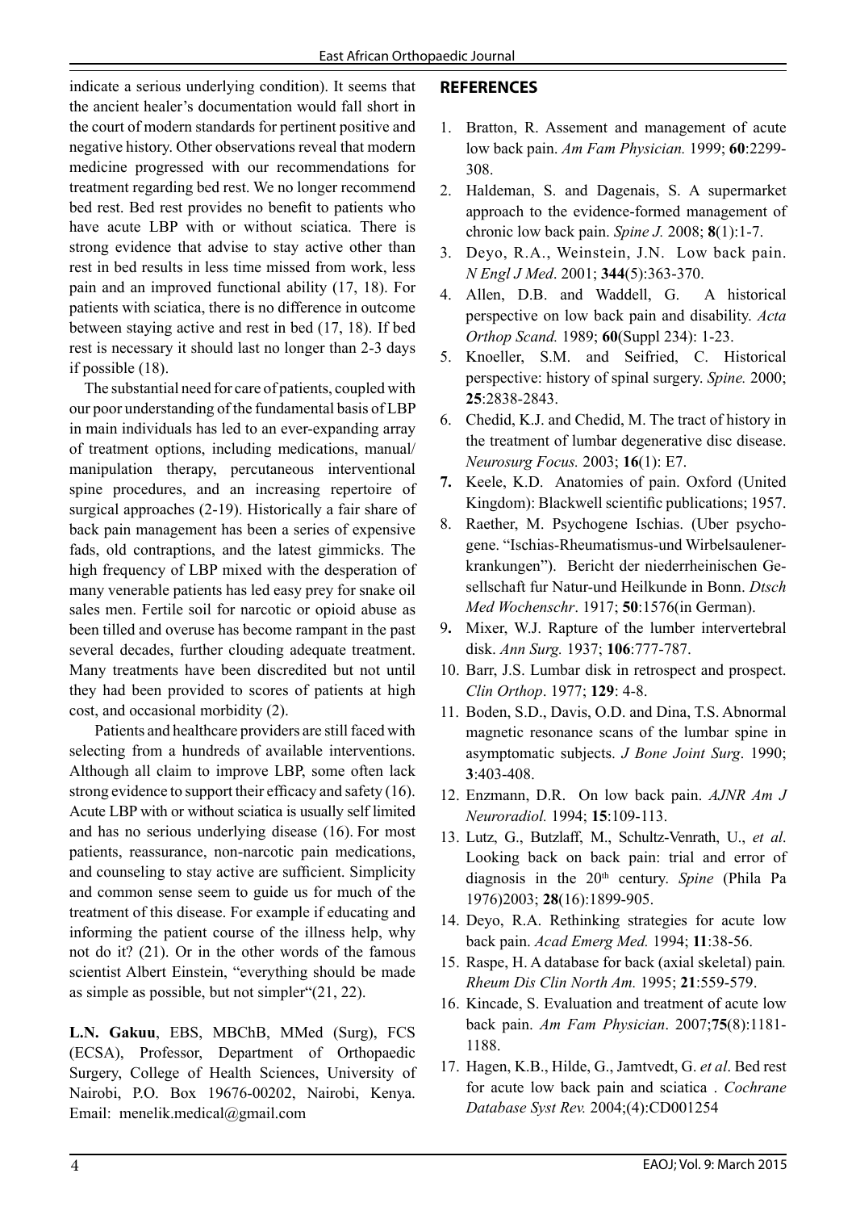indicate a serious underlying condition). It seems that the ancient healer's documentation would fall short in the court of modern standards for pertinent positive and negative history. Other observations reveal that modern medicine progressed with our recommendations for treatment regarding bed rest. We no longer recommend bed rest. Bed rest provides no benefit to patients who have acute LBP with or without sciatica. There is strong evidence that advise to stay active other than rest in bed results in less time missed from work, less pain and an improved functional ability (17, 18). For patients with sciatica, there is no difference in outcome between staying active and rest in bed (17, 18). If bed rest is necessary it should last no longer than 2-3 days if possible (18).

The substantial need for care of patients, coupled with our poor understanding of the fundamental basis of LBP in main individuals has led to an ever-expanding array of treatment options, including medications, manual/manipulation therapy, percutaneous interventional spine procedures, and an increasing repertoire of surgical approaches (2-19). Historically a fair share of back pain management has been a series of expensive fads, old contraptions, and the latest gimmicks. The high frequency of LBP mixed with the desperation of many venerable patients has led easy prey for snake oil sales men. Fertile soil for narcotic or opioid abuse as been tilled and overuse has become rampant in the past several decades, further clouding adequate treatment. Many treatments have been discredited but not until they had been provided to scores of patients at high cost, and occasional morbidity (2).

Patients and healthcare providers are still faced with selecting from a hundreds of available interventions. Although all claim to improve LBP, some often lack strong evidence to support their efficacy and safety (16). Acute LBP with or without sciatica is usually self limited and has no serious underlying disease (16). For most patients, reassurance, non-narcotic pain medications, and counseling to stay active are sufficient. Simplicity and common sense seem to guide us for much of the treatment of this disease. For example if educating and informing the patient course of the illness help, why not do it? (21). Or in the other words of the famous scientist Albert Einstein, "everything should be made as simple as possible, but not simpler"(21, 22).

**L.N. Gakuu**, EBS, MBChB, MMed (Surg), FCS (ECSA), Professor, Department of Orthopaedic Surgery, College of Health Sciences, University of Nairobi, P.O. Box 19676-00202, Nairobi, Kenya. Email: menelik.medical@gmail.com

## REFERENCES

1. Bratton, R. Assement and management of acute low back pain. *Am Fam Physician.* 1999; **60**:2299-308.
2. Haldeman, S. and Dagenais, S. A supermarket approach to the evidence-formed management of chronic low back pain. *Spine J.* 2008; **8**(1):1-7.
3. Deyo, R.A., Weinstein, J.N. Low back pain. *N Engl J Med*. 2001; **344**(5):363-370.
4. Allen, D.B. and Waddell, G. A historical perspective on low back pain and disability. *Acta Orthop Scand.* 1989; **60**(Suppl 234): 1-23.
5. Knoeller, S.M. and Seifried, C. Historical perspective: history of spinal surgery. *Spine.* 2000; **25**:2838-2843.
6. Chedid, K.J. and Chedid, M. The tract of history in the treatment of lumbar degenerative disc disease. *Neurosurg Focus.* 2003; **16**(1): E7.
7. Keele, K.D. Anatomies of pain. Oxford (United Kingdom): Blackwell scientific publications; 1957.
8. Raether, M. Psychogene Ischias. (Uber psychogene. "Ischias-Rheumatismus-und Wirbelsaulenerkrankungen"). Bericht der niederrheinischen Gesellschaft fur Natur-und Heilkunde in Bonn. *Dtsch Med Wochenschr*. 1917; **50**:1576(in German).
9. Mixer, W.J. Rapture of the lumber intervertebral disk. *Ann Surg.* 1937; **106**:777-787.
10. Barr, J.S. Lumbar disk in retrospect and prospect. *Clin Orthop*. 1977; **129**: 4-8.
11. Boden, S.D., Davis, O.D. and Dina, T.S. Abnormal magnetic resonance scans of the lumbar spine in asymptomatic subjects. *J Bone Joint Surg*. 1990; **3**:403-408.
12. Enzmann, D.R. On low back pain. *AJNR Am J Neuroradiol.* 1994; **15**:109-113.
13. Lutz, G., Butzlaff, M., Schultz-Venrath, U., *et al*. Looking back on back pain: trial and error of diagnosis in the 20th century. *Spine* (Phila Pa 1976)2003; **28**(16):1899-905.
14. Deyo, R.A. Rethinking strategies for acute low back pain. *Acad Emerg Med.* 1994; **11**:38-56.
15. Raspe, H. A database for back (axial skeletal) pain*. Rheum Dis Clin North Am.* 1995; **21**:559-579.
16. Kincade, S. Evaluation and treatment of acute low back pain. *Am Fam Physician*. 2007;**75**(8):1181-1188.
17. Hagen, K.B., Hilde, G., Jamtvedt, G. *et al*. Bed rest for acute low back pain and sciatica . *Cochrane Database Syst Rev.* 2004;(4):CD001254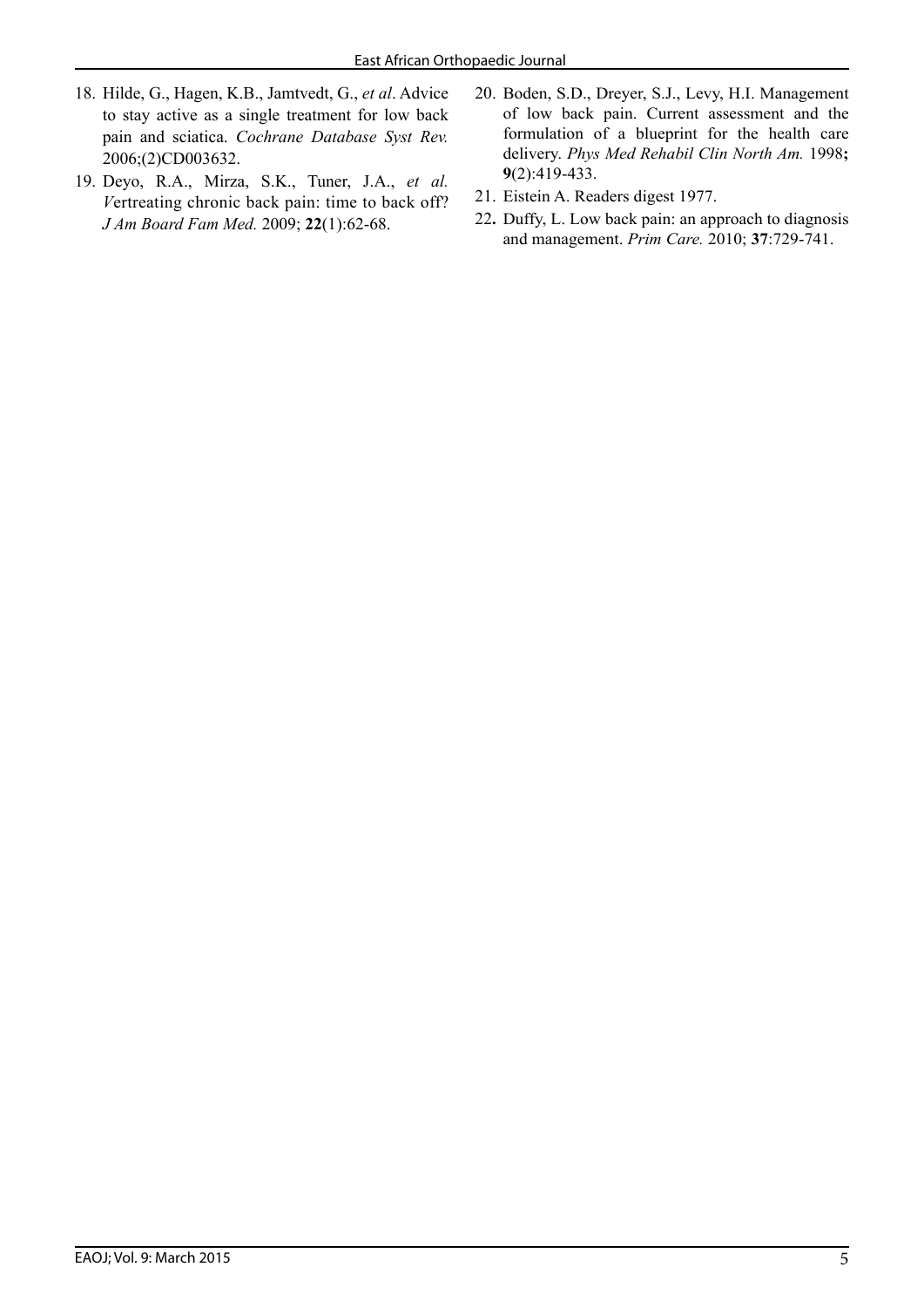18. Hilde, G., Hagen, K.B., Jamtvedt, G., *et al*. Advice to stay active as a single treatment for low back pain and sciatica. *Cochrane Database Syst Rev.* 2006;(2)CD003632.
19. Deyo, R.A., Mirza, S.K., Tuner, J.A., *et al. V*ertreating chronic back pain: time to back off? *J Am Board Fam Med.* 2009; **22**(1):62-68.
20. Boden, S.D., Dreyer, S.J., Levy, H.I. Management of low back pain. Current assessment and the formulation of a blueprint for the health care delivery. *Phys Med Rehabil Clin North Am.* 1998**; 9**(2):419-433.
21. Eistein A. Readers digest 1977.
22. Duffy, L. Low back pain: an approach to diagnosis and management. *Prim Care.* 2010; **37**:729-741.